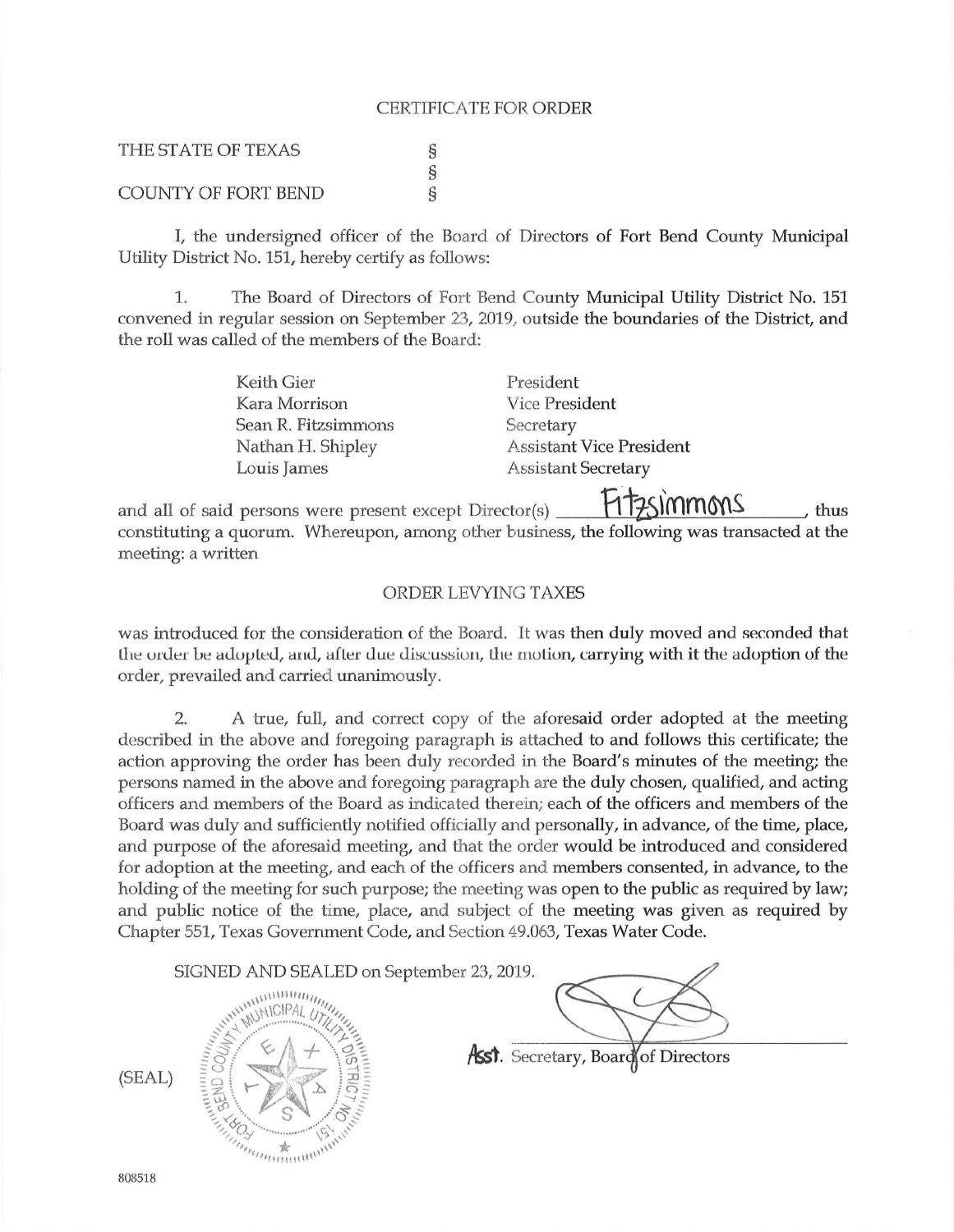# CERTIFICATE FOR ORDER

THE STATE OF TEXAS §
§
COUNTY OF FORT BEND §

I, the undersigned officer of the Board of Directors of Fort Bend County Municipal Utility District No. 151, hereby certify as follows:

1. The Board of Directors of Fort Bend County Municipal Utility District No. 151 convened in regular session on September 23, 2019, outside the boundaries of the District, and the roll was called of the members of the Board:

| | |
|---|---|
| Keith Gier | President |
| Kara Morrison | Vice President |
| Sean R. Fitzsimmons | Secretary |
| Nathan H. Shipley | Assistant Vice President |
| Louis James | Assistant Secretary |

and all of said persons were present except Director(s) Fitzsimmons, thus constituting a quorum. Whereupon, among other business, the following was transacted at the meeting: a written

## ORDER LEVYING TAXES

was introduced for the consideration of the Board. It was then duly moved and seconded that the order be adopted, and, after due discussion, the motion, carrying with it the adoption of the order, prevailed and carried unanimously.

2. A true, full, and correct copy of the aforesaid order adopted at the meeting described in the above and foregoing paragraph is attached to and follows this certificate; the action approving the order has been duly recorded in the Board's minutes of the meeting; the persons named in the above and foregoing paragraph are the duly chosen, qualified, and acting officers and members of the Board as indicated therein; each of the officers and members of the Board was duly and sufficiently notified officially and personally, in advance, of the time, place, and purpose of the aforesaid meeting, and that the order would be introduced and considered for adoption at the meeting, and each of the officers and members consented, in advance, to the holding of the meeting for such purpose; the meeting was open to the public as required by law; and public notice of the time, place, and subject of the meeting was given as required by Chapter 551, Texas Government Code, and Section 49.063, Texas Water Code.

SIGNED AND SEALED on September 23, 2019.

Asst. Secretary, Board of Directors

(SEAL)

808518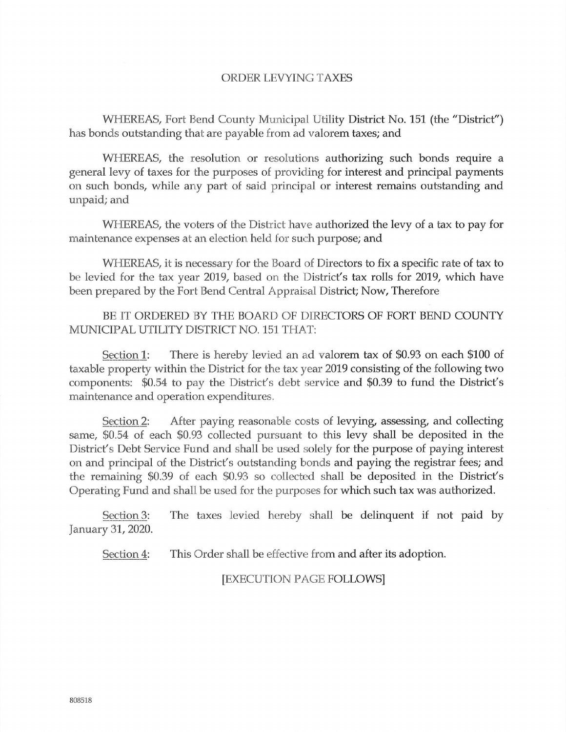# ORDER LEVYING TAXES

WHEREAS, Fort Bend County Municipal Utility District No. 151 (the "District") has bonds outstanding that are payable from ad valorem taxes; and

WHEREAS, the resolution or resolutions authorizing such bonds require a general levy of taxes for the purposes of providing for interest and principal payments on such bonds, while any part of said principal or interest remains outstanding and unpaid; and

WHEREAS, the voters of the District have authorized the levy of a tax to pay for maintenance expenses at an election held for such purpose; and

WHEREAS, it is necessary for the Board of Directors to fix a specific rate of tax to be levied for the tax year 2019, based on the District's tax rolls for 2019, which have been prepared by the Fort Bend Central Appraisal District; Now, Therefore

BE IT ORDERED BY THE BOARD OF DIRECTORS OF FORT BEND COUNTY MUNICIPAL UTILITY DISTRICT NO. 151 THAT:

Section 1: There is hereby levied an ad valorem tax of $0.93 on each $100 of taxable property within the District for the tax year 2019 consisting of the following two components: $0.54 to pay the District's debt service and $0.39 to fund the District's maintenance and operation expenditures.

Section 2: After paying reasonable costs of levying, assessing, and collecting same, $0.54 of each $0.93 collected pursuant to this levy shall be deposited in the District's Debt Service Fund and shall be used solely for the purpose of paying interest on and principal of the District's outstanding bonds and paying the registrar fees; and the remaining $0.39 of each $0.93 so collected shall be deposited in the District's Operating Fund and shall be used for the purposes for which such tax was authorized.

Section 3: The taxes levied hereby shall be delinquent if not paid by January 31, 2020.

Section 4: This Order shall be effective from and after its adoption.

[EXECUTION PAGE FOLLOWS]

808518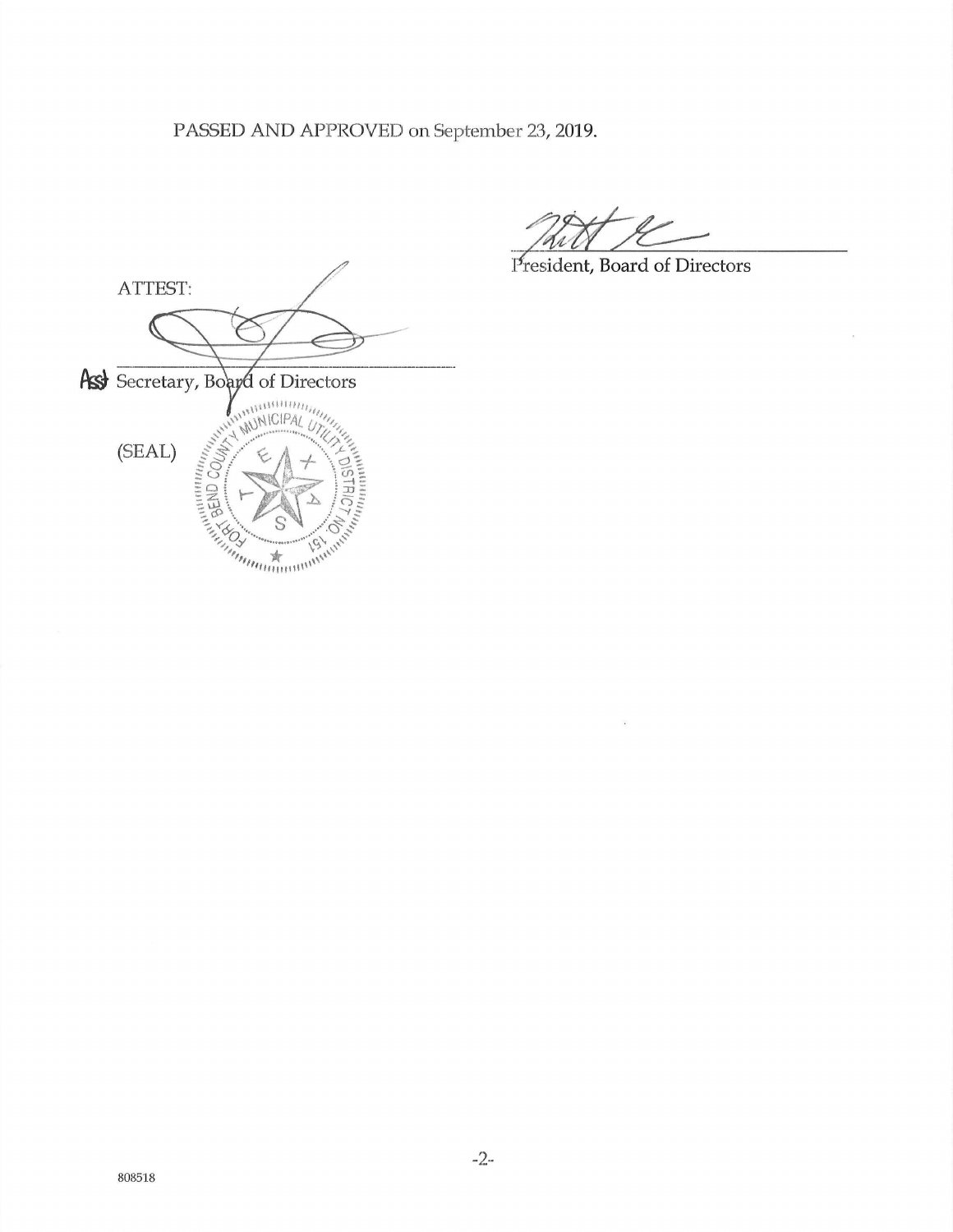PASSED AND APPROVED on September 23, 2019.

President, Board of Directors

ATTEST:

Asst Secretary, Board of Directors

(SEAL)

808518